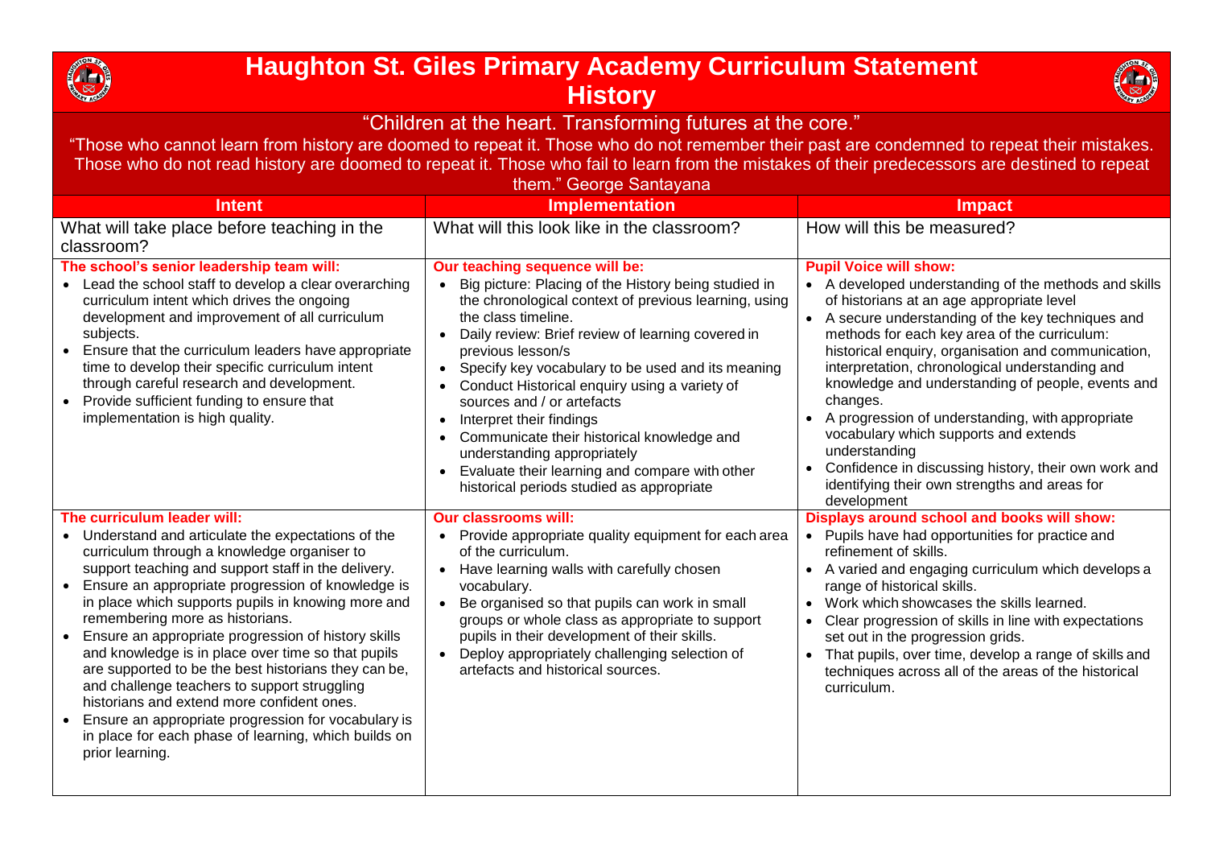# Haughton St. Giles Primary Academy Curriculum Statement
# History

"Children at the heart. Transforming futures at the core."

"Those who cannot learn from history are doomed to repeat it. Those who do not remember their past are condemned to repeat their mistakes. Those who do not read history are doomed to repeat it. Those who fail to learn from the mistakes of their predecessors are destined to repeat them." George Santayana

| Intent | Implementation | Impact |
| --- | --- | --- |
| What will take place before teaching in the classroom? | What will this look like in the classroom? | How will this be measured? |
| **The school's senior leadership team will:**<br>• Lead the school staff to develop a clear overarching curriculum intent which drives the ongoing development and improvement of all curriculum subjects.<br>• Ensure that the curriculum leaders have appropriate time to develop their specific curriculum intent through careful research and development.<br>• Provide sufficient funding to ensure that implementation is high quality. | **Our teaching sequence will be:**<br>• Big picture: Placing of the History being studied in the chronological context of previous learning, using the class timeline.<br>• Daily review: Brief review of learning covered in previous lesson/s<br>• Specify key vocabulary to be used and its meaning<br>• Conduct Historical enquiry using a variety of sources and / or artefacts<br>• Interpret their findings<br>• Communicate their historical knowledge and understanding appropriately<br>• Evaluate their learning and compare with other historical periods studied as appropriate | **Pupil Voice will show:**<br>• A developed understanding of the methods and skills of historians at an age appropriate level<br>• A secure understanding of the key techniques and methods for each key area of the curriculum: historical enquiry, organisation and communication, interpretation, chronological understanding and knowledge and understanding of people, events and changes.<br>• A progression of understanding, with appropriate vocabulary which supports and extends understanding<br>• Confidence in discussing history, their own work and identifying their own strengths and areas for development |
| **The curriculum leader will:**<br>• Understand and articulate the expectations of the curriculum through a knowledge organiser to support teaching and support staff in the delivery.<br>• Ensure an appropriate progression of knowledge is in place which supports pupils in knowing more and remembering more as historians.<br>• Ensure an appropriate progression of history skills and knowledge is in place over time so that pupils are supported to be the best historians they can be, and challenge teachers to support struggling historians and extend more confident ones.<br>• Ensure an appropriate progression for vocabulary is in place for each phase of learning, which builds on prior learning. | **Our classrooms will:**<br>• Provide appropriate quality equipment for each area of the curriculum.<br>• Have learning walls with carefully chosen vocabulary.<br>• Be organised so that pupils can work in small groups or whole class as appropriate to support pupils in their development of their skills.<br>• Deploy appropriately challenging selection of artefacts and historical sources. | **Displays around school and books will show:**<br>• Pupils have had opportunities for practice and refinement of skills.<br>• A varied and engaging curriculum which develops a range of historical skills.<br>• Work which showcases the skills learned.<br>• Clear progression of skills in line with expectations set out in the progression grids.<br>• That pupils, over time, develop a range of skills and techniques across all of the areas of the historical curriculum. |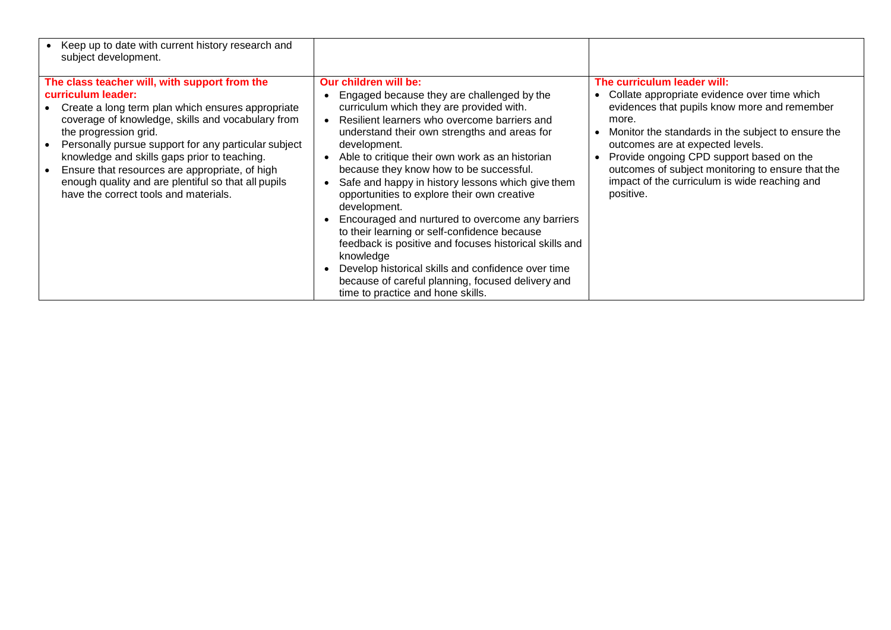| | | |
|---|---|---|
| • Keep up to date with current history research and subject development. | | |
| **The class teacher will, with support from the curriculum leader:**<br>• Create a long term plan which ensures appropriate coverage of knowledge, skills and vocabulary from the progression grid.<br>• Personally pursue support for any particular subject knowledge and skills gaps prior to teaching.<br>• Ensure that resources are appropriate, of high enough quality and are plentiful so that all pupils have the correct tools and materials. | **Our children will be:**<br>• Engaged because they are challenged by the curriculum which they are provided with.<br>• Resilient learners who overcome barriers and understand their own strengths and areas for development.<br>• Able to critique their own work as an historian because they know how to be successful.<br>• Safe and happy in history lessons which give them opportunities to explore their own creative development.<br>• Encouraged and nurtured to overcome any barriers to their learning or self-confidence because feedback is positive and focuses historical skills and knowledge<br>• Develop historical skills and confidence over time because of careful planning, focused delivery and time to practice and hone skills. | **The curriculum leader will:**<br>• Collate appropriate evidence over time which evidences that pupils know more and remember more.<br>• Monitor the standards in the subject to ensure the outcomes are at expected levels.<br>• Provide ongoing CPD support based on the outcomes of subject monitoring to ensure that the impact of the curriculum is wide reaching and positive. |